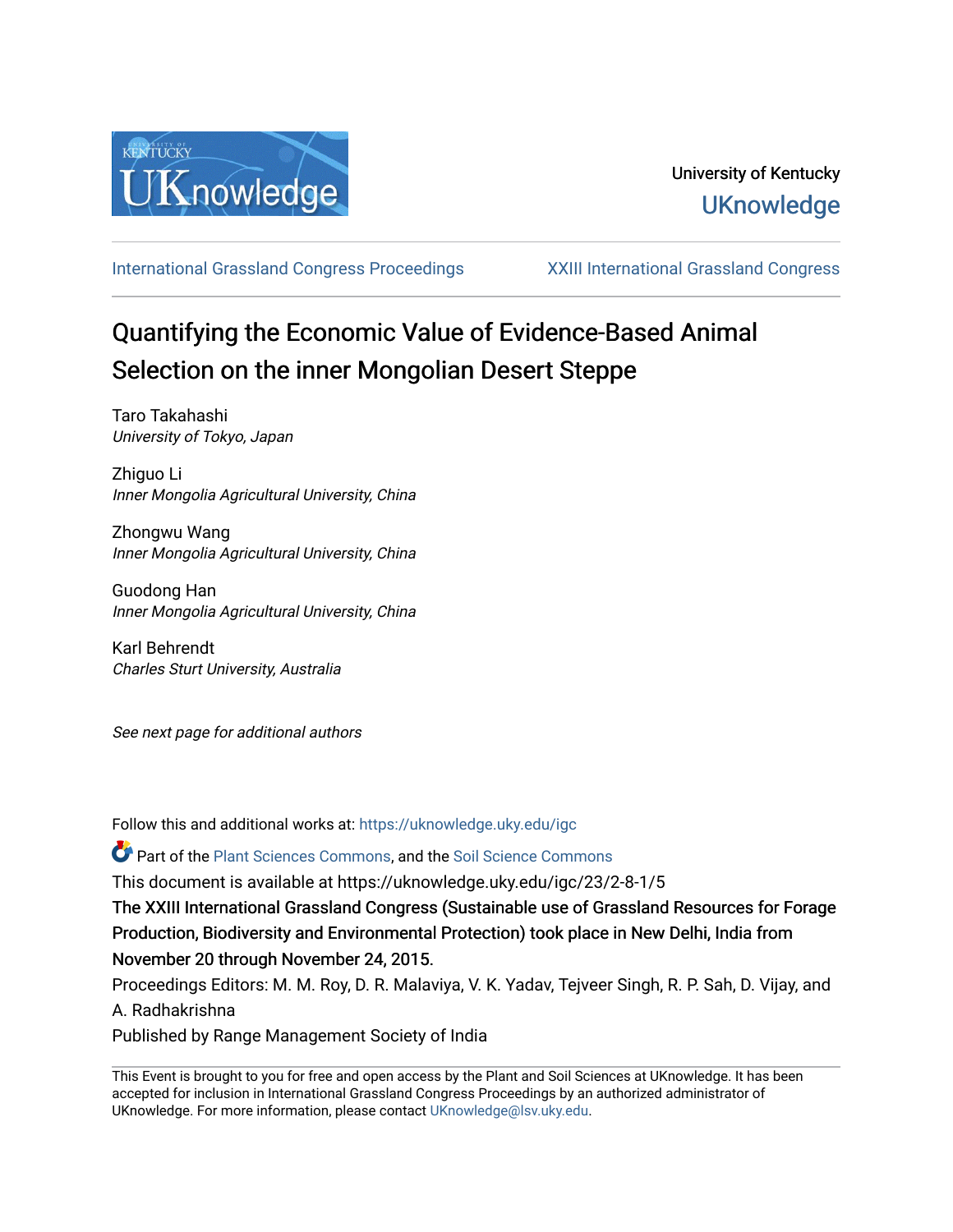University of Kentucky

UKnowledge

International Grassland Congress Proceedings | XXIII International Grassland Congress

# Quantifying the Economic Value of Evidence-Based Animal Selection on the inner Mongolian Desert Steppe

Taro Takahashi
*University of Tokyo, Japan*

Zhiguo Li
*Inner Mongolia Agricultural University, China*

Zhongwu Wang
*Inner Mongolia Agricultural University, China*

Guodong Han
*Inner Mongolia Agricultural University, China*

Karl Behrendt
*Charles Sturt University, Australia*

*See next page for additional authors*

Follow this and additional works at: https://uknowledge.uky.edu/igc

Part of the Plant Sciences Commons, and the Soil Science Commons

This document is available at https://uknowledge.uky.edu/igc/23/2-8-1/5

The XXIII International Grassland Congress (Sustainable use of Grassland Resources for Forage Production, Biodiversity and Environmental Protection) took place in New Delhi, India from November 20 through November 24, 2015.

Proceedings Editors: M. M. Roy, D. R. Malaviya, V. K. Yadav, Tejveer Singh, R. P. Sah, D. Vijay, and A. Radhakrishna

Published by Range Management Society of India

This Event is brought to you for free and open access by the Plant and Soil Sciences at UKnowledge. It has been accepted for inclusion in International Grassland Congress Proceedings by an authorized administrator of UKnowledge. For more information, please contact UKnowledge@lsv.uky.edu.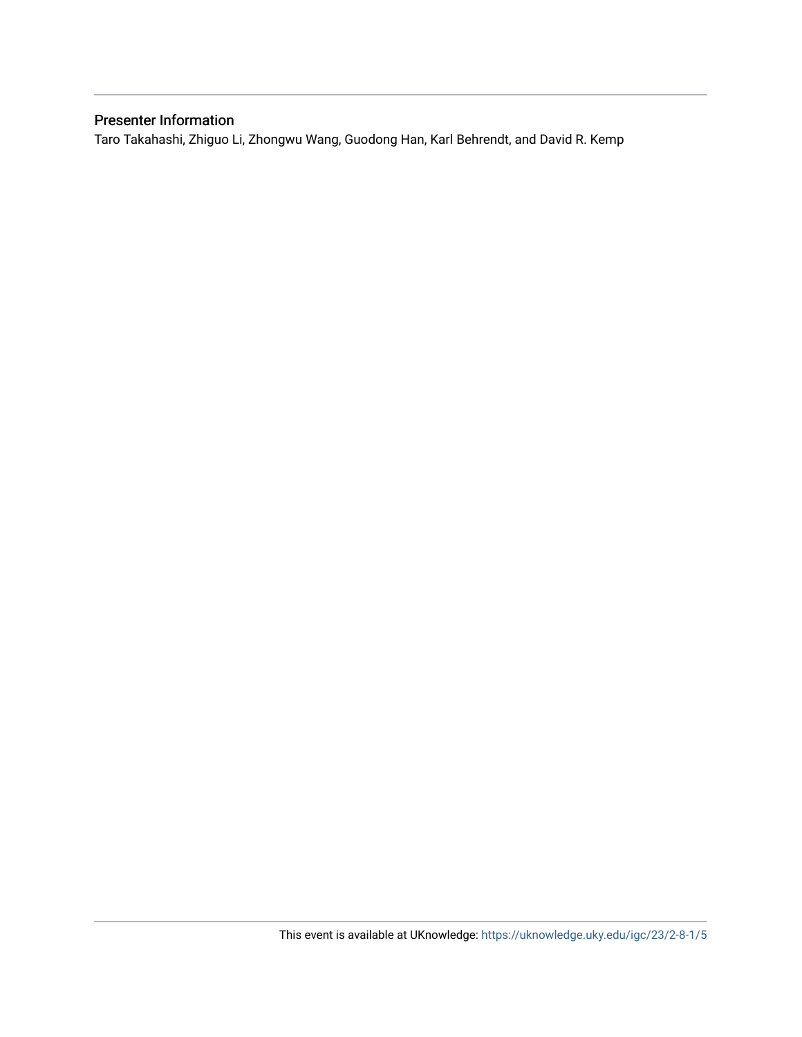## Presenter Information

Taro Takahashi, Zhiguo Li, Zhongwu Wang, Guodong Han, Karl Behrendt, and David R. Kemp

This event is available at UKnowledge: https://uknowledge.uky.edu/igc/23/2-8-1/5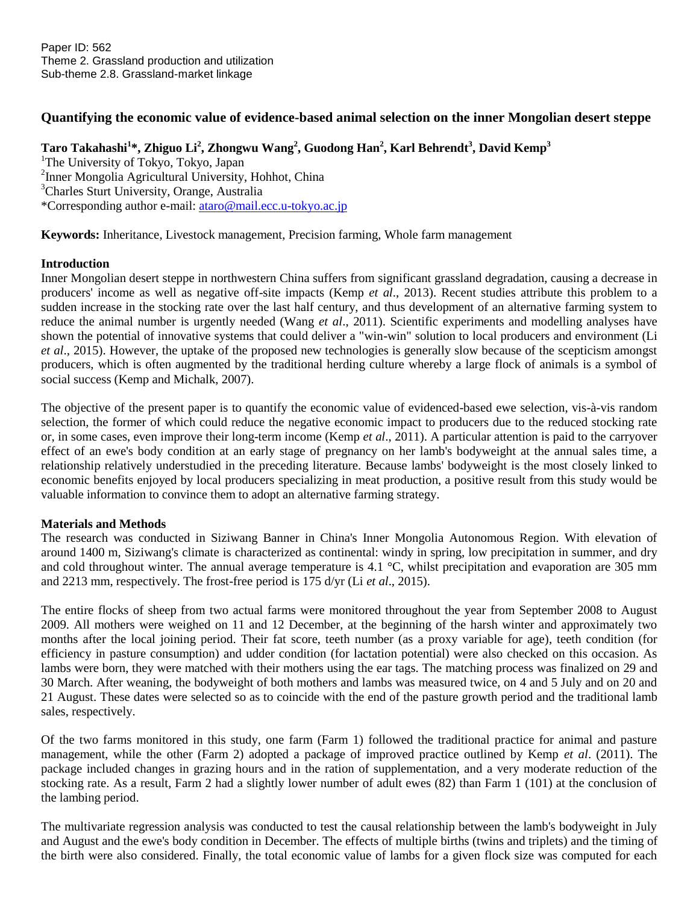Paper ID: 562
Theme 2. Grassland production and utilization
Sub-theme 2.8. Grassland-market linkage

# Quantifying the economic value of evidence-based animal selection on the inner Mongolian desert steppe

**Taro Takahashi[1]\*, Zhiguo Li[2], Zhongwu Wang[2], Guodong Han[2], Karl Behrendt[3], David Kemp[3]**

[1]The University of Tokyo, Tokyo, Japan
[2]Inner Mongolia Agricultural University, Hohhot, China
[3]Charles Sturt University, Orange, Australia
\*Corresponding author e-mail: ataro@mail.ecc.u-tokyo.ac.jp

**Keywords:** Inheritance, Livestock management, Precision farming, Whole farm management

## Introduction

Inner Mongolian desert steppe in northwestern China suffers from significant grassland degradation, causing a decrease in producers' income as well as negative off-site impacts (Kemp *et al*., 2013). Recent studies attribute this problem to a sudden increase in the stocking rate over the last half century, and thus development of an alternative farming system to reduce the animal number is urgently needed (Wang *et al*., 2011). Scientific experiments and modelling analyses have shown the potential of innovative systems that could deliver a "win-win" solution to local producers and environment (Li *et al*., 2015). However, the uptake of the proposed new technologies is generally slow because of the scepticism amongst producers, which is often augmented by the traditional herding culture whereby a large flock of animals is a symbol of social success (Kemp and Michalk, 2007).

The objective of the present paper is to quantify the economic value of evidenced-based ewe selection, vis-à-vis random selection, the former of which could reduce the negative economic impact to producers due to the reduced stocking rate or, in some cases, even improve their long-term income (Kemp *et al*., 2011). A particular attention is paid to the carryover effect of an ewe's body condition at an early stage of pregnancy on her lamb's bodyweight at the annual sales time, a relationship relatively understudied in the preceding literature. Because lambs' bodyweight is the most closely linked to economic benefits enjoyed by local producers specializing in meat production, a positive result from this study would be valuable information to convince them to adopt an alternative farming strategy.

## Materials and Methods

The research was conducted in Siziwang Banner in China's Inner Mongolia Autonomous Region. With elevation of around 1400 m, Siziwang's climate is characterized as continental: windy in spring, low precipitation in summer, and dry and cold throughout winter. The annual average temperature is 4.1 °C, whilst precipitation and evaporation are 305 mm and 2213 mm, respectively. The frost-free period is 175 d/yr (Li *et al*., 2015).

The entire flocks of sheep from two actual farms were monitored throughout the year from September 2008 to August 2009. All mothers were weighed on 11 and 12 December, at the beginning of the harsh winter and approximately two months after the local joining period. Their fat score, teeth number (as a proxy variable for age), teeth condition (for efficiency in pasture consumption) and udder condition (for lactation potential) were also checked on this occasion. As lambs were born, they were matched with their mothers using the ear tags. The matching process was finalized on 29 and 30 March. After weaning, the bodyweight of both mothers and lambs was measured twice, on 4 and 5 July and on 20 and 21 August. These dates were selected so as to coincide with the end of the pasture growth period and the traditional lamb sales, respectively.

Of the two farms monitored in this study, one farm (Farm 1) followed the traditional practice for animal and pasture management, while the other (Farm 2) adopted a package of improved practice outlined by Kemp *et al*. (2011). The package included changes in grazing hours and in the ration of supplementation, and a very moderate reduction of the stocking rate. As a result, Farm 2 had a slightly lower number of adult ewes (82) than Farm 1 (101) at the conclusion of the lambing period.

The multivariate regression analysis was conducted to test the causal relationship between the lamb's bodyweight in July and August and the ewe's body condition in December. The effects of multiple births (twins and triplets) and the timing of the birth were also considered. Finally, the total economic value of lambs for a given flock size was computed for each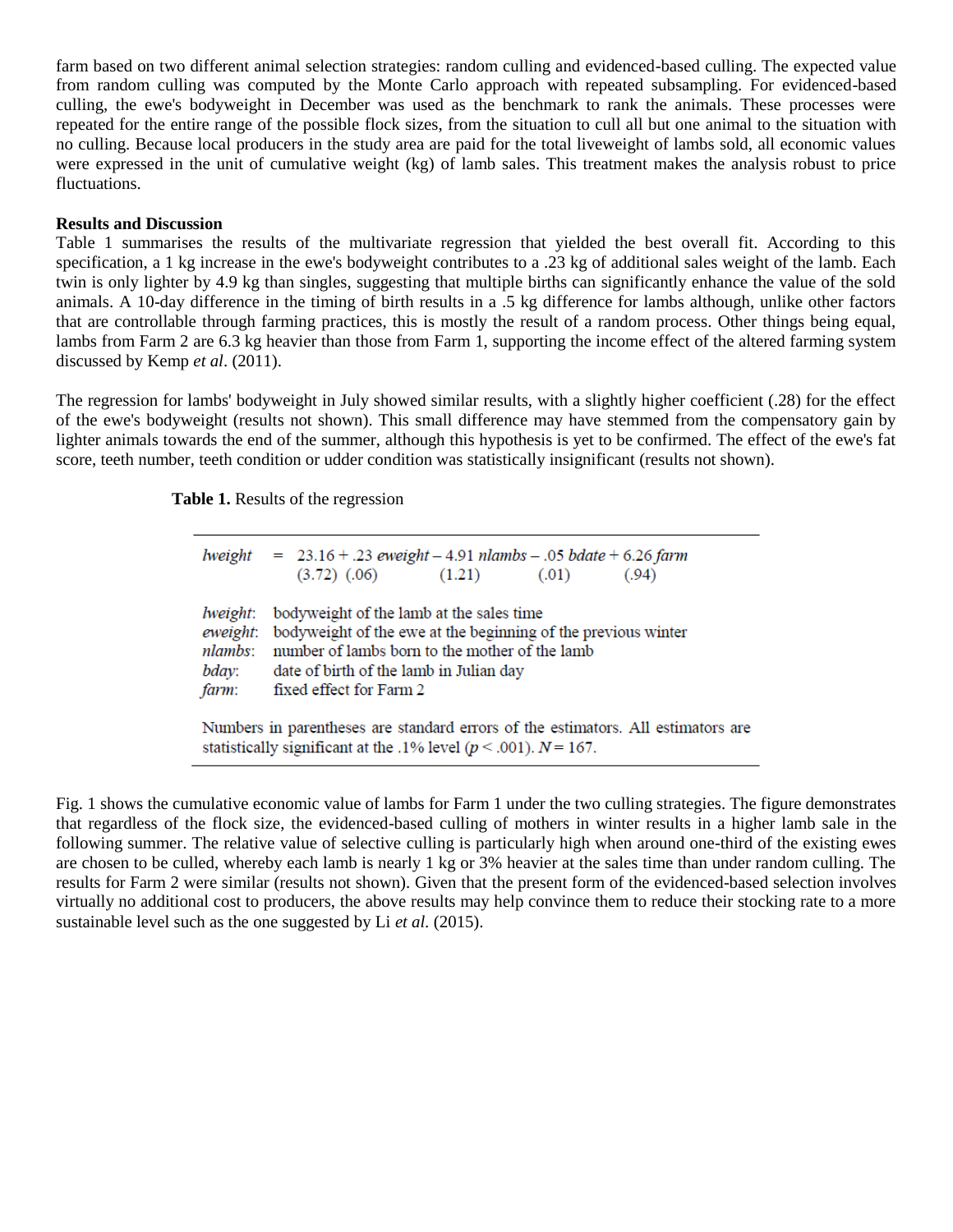farm based on two different animal selection strategies: random culling and evidenced-based culling. The expected value from random culling was computed by the Monte Carlo approach with repeated subsampling. For evidenced-based culling, the ewe's bodyweight in December was used as the benchmark to rank the animals. These processes were repeated for the entire range of the possible flock sizes, from the situation to cull all but one animal to the situation with no culling. Because local producers in the study area are paid for the total liveweight of lambs sold, all economic values were expressed in the unit of cumulative weight (kg) of lamb sales. This treatment makes the analysis robust to price fluctuations.

**Results and Discussion**

Table 1 summarises the results of the multivariate regression that yielded the best overall fit. According to this specification, a 1 kg increase in the ewe's bodyweight contributes to a .23 kg of additional sales weight of the lamb. Each twin is only lighter by 4.9 kg than singles, suggesting that multiple births can significantly enhance the value of the sold animals. A 10-day difference in the timing of birth results in a .5 kg difference for lambs although, unlike other factors that are controllable through farming practices, this is mostly the result of a random process. Other things being equal, lambs from Farm 2 are 6.3 kg heavier than those from Farm 1, supporting the income effect of the altered farming system discussed by Kemp *et al*. (2011).

The regression for lambs' bodyweight in July showed similar results, with a slightly higher coefficient (.28) for the effect of the ewe's bodyweight (results not shown). This small difference may have stemmed from the compensatory gain by lighter animals towards the end of the summer, although this hypothesis is yet to be confirmed. The effect of the ewe's fat score, teeth number, teeth condition or udder condition was statistically insignificant (results not shown).

**Table 1.** Results of the regression

$$\underset{\phantom{(0)}}{lweight} = \underset{(3.72)}{23.16} + \underset{(.06)}{.23}\, eweight - \underset{(1.21)}{4.91}\, nlambs - \underset{(.01)}{.05}\, bdate + \underset{(.94)}{6.26}\, farm$$

*lweight*: bodyweight of the lamb at the sales time
*eweight*: bodyweight of the ewe at the beginning of the previous winter
*nlambs*: number of lambs born to the mother of the lamb
*bday*: date of birth of the lamb in Julian day
*farm*: fixed effect for Farm 2

Numbers in parentheses are standard errors of the estimators. All estimators are statistically significant at the .1% level ($p < .001$). $N = 167$.

Fig. 1 shows the cumulative economic value of lambs for Farm 1 under the two culling strategies. The figure demonstrates that regardless of the flock size, the evidenced-based culling of mothers in winter results in a higher lamb sale in the following summer. The relative value of selective culling is particularly high when around one-third of the existing ewes are chosen to be culled, whereby each lamb is nearly 1 kg or 3% heavier at the sales time than under random culling. The results for Farm 2 were similar (results not shown). Given that the present form of the evidenced-based selection involves virtually no additional cost to producers, the above results may help convince them to reduce their stocking rate to a more sustainable level such as the one suggested by Li *et al.* (2015).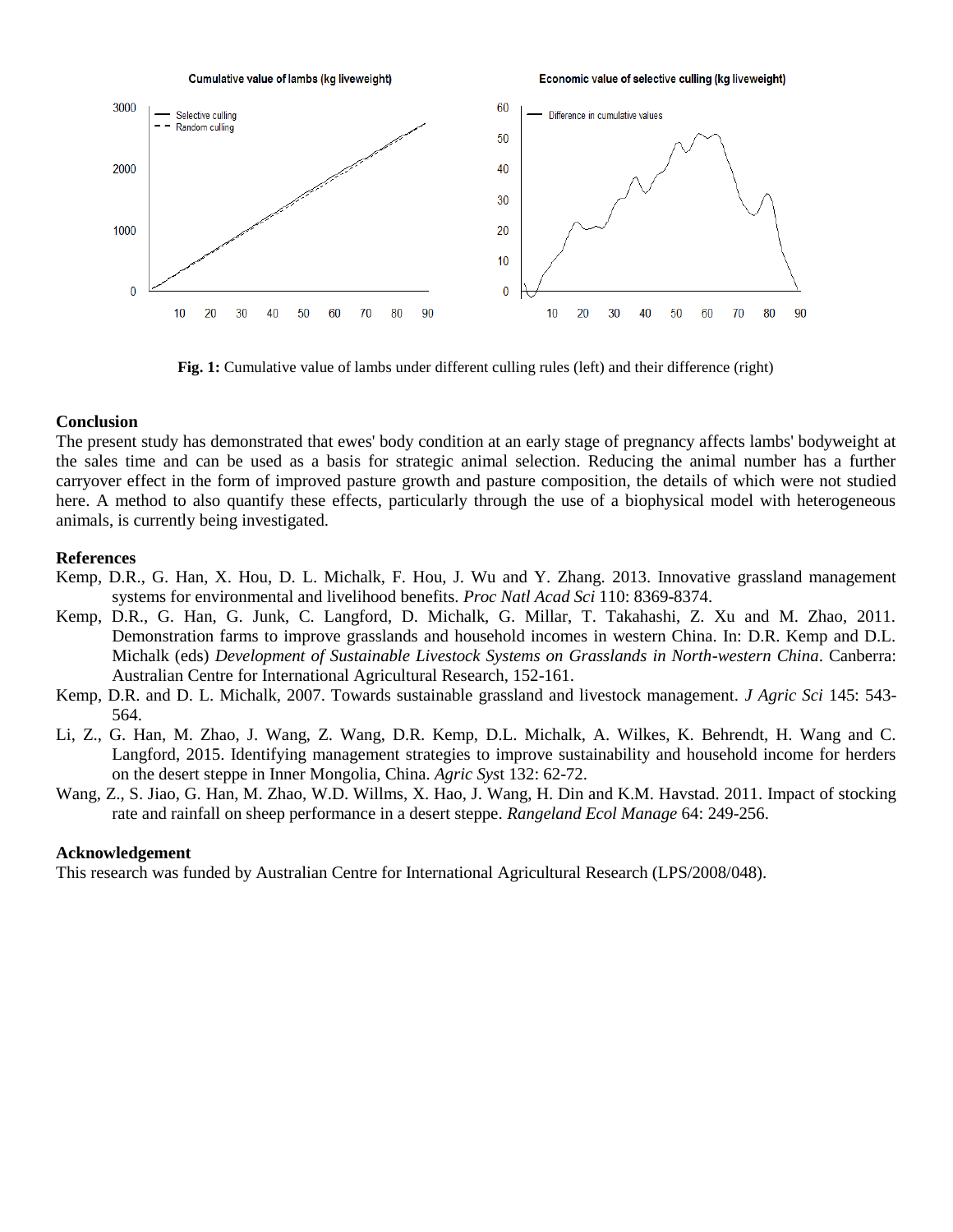Cumulative value of lambs (kg liveweight)

3000
2000
1000
0

Selective culling
Random culling

10 20 30 40 50 60 70 80 90

Economic value of selective culling (kg liveweight)

60
50
40
30
20
10
0

Difference in cumulative values

10 20 30 40 50 60 70 80 90

**Fig. 1:** Cumulative value of lambs under different culling rules (left) and their difference (right)

### Conclusion

The present study has demonstrated that ewes' body condition at an early stage of pregnancy affects lambs' bodyweight at the sales time and can be used as a basis for strategic animal selection. Reducing the animal number has a further carryover effect in the form of improved pasture growth and pasture composition, the details of which were not studied here. A method to also quantify these effects, particularly through the use of a biophysical model with heterogeneous animals, is currently being investigated.

### References

Kemp, D.R., G. Han, X. Hou, D. L. Michalk, F. Hou, J. Wu and Y. Zhang. 2013. Innovative grassland management systems for environmental and livelihood benefits. *Proc Natl Acad Sci* 110: 8369-8374.

Kemp, D.R., G. Han, G. Junk, C. Langford, D. Michalk, G. Millar, T. Takahashi, Z. Xu and M. Zhao, 2011. Demonstration farms to improve grasslands and household incomes in western China. In: D.R. Kemp and D.L. Michalk (eds) *Development of Sustainable Livestock Systems on Grasslands in North-western China*. Canberra: Australian Centre for International Agricultural Research, 152-161.

Kemp, D.R. and D. L. Michalk, 2007. Towards sustainable grassland and livestock management. *J Agric Sci* 145: 543-564.

Li, Z., G. Han, M. Zhao, J. Wang, Z. Wang, D.R. Kemp, D.L. Michalk, A. Wilkes, K. Behrendt, H. Wang and C. Langford, 2015. Identifying management strategies to improve sustainability and household income for herders on the desert steppe in Inner Mongolia, China. *Agric Sys*t 132: 62-72.

Wang, Z., S. Jiao, G. Han, M. Zhao, W.D. Willms, X. Hao, J. Wang, H. Din and K.M. Havstad. 2011. Impact of stocking rate and rainfall on sheep performance in a desert steppe. *Rangeland Ecol Manage* 64: 249-256.

### Acknowledgement

This research was funded by Australian Centre for International Agricultural Research (LPS/2008/048).